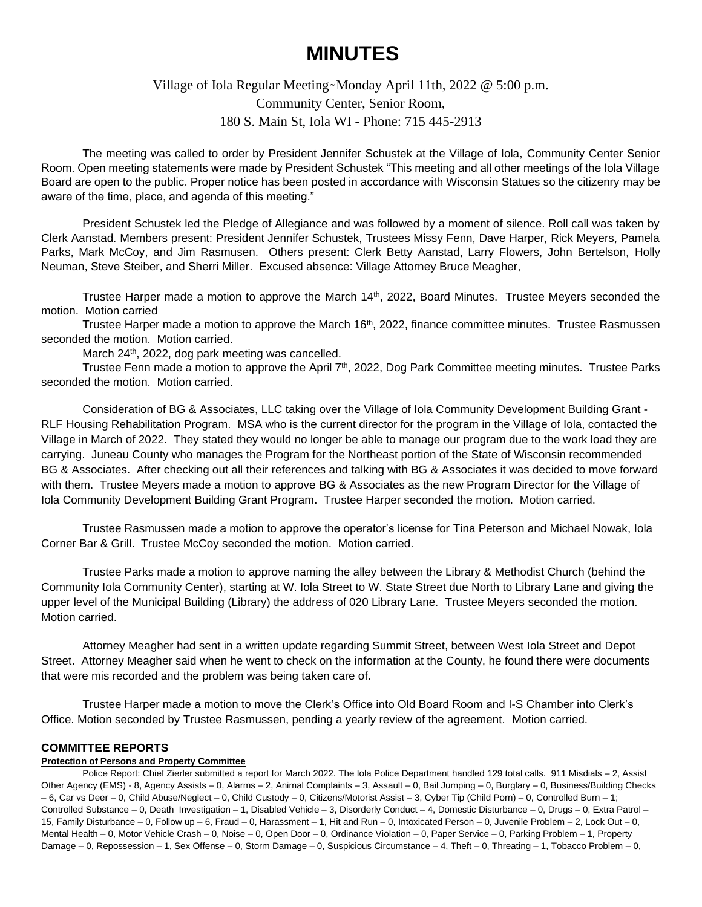# MINUTES

Village of Iola Regular Meeting - Monday April 11th, 2022 @ 5:00 p.m.
Community Center, Senior Room,
180 S. Main St, Iola WI - Phone: 715 445-2913

The meeting was called to order by President Jennifer Schustek at the Village of Iola, Community Center Senior Room. Open meeting statements were made by President Schustek "This meeting and all other meetings of the Iola Village Board are open to the public. Proper notice has been posted in accordance with Wisconsin Statues so the citizenry may be aware of the time, place, and agenda of this meeting."

President Schustek led the Pledge of Allegiance and was followed by a moment of silence. Roll call was taken by Clerk Aanstad. Members present: President Jennifer Schustek, Trustees Missy Fenn, Dave Harper, Rick Meyers, Pamela Parks, Mark McCoy, and Jim Rasmusen. Others present: Clerk Betty Aanstad, Larry Flowers, John Bertelson, Holly Neuman, Steve Steiber, and Sherri Miller. Excused absence: Village Attorney Bruce Meagher,

Trustee Harper made a motion to approve the March 14th, 2022, Board Minutes. Trustee Meyers seconded the motion. Motion carried

Trustee Harper made a motion to approve the March 16th, 2022, finance committee minutes. Trustee Rasmussen seconded the motion. Motion carried.

March 24th, 2022, dog park meeting was cancelled.

Trustee Fenn made a motion to approve the April 7th, 2022, Dog Park Committee meeting minutes. Trustee Parks seconded the motion. Motion carried.

Consideration of BG & Associates, LLC taking over the Village of Iola Community Development Building Grant - RLF Housing Rehabilitation Program. MSA who is the current director for the program in the Village of Iola, contacted the Village in March of 2022. They stated they would no longer be able to manage our program due to the work load they are carrying. Juneau County who manages the Program for the Northeast portion of the State of Wisconsin recommended BG & Associates. After checking out all their references and talking with BG & Associates it was decided to move forward with them. Trustee Meyers made a motion to approve BG & Associates as the new Program Director for the Village of Iola Community Development Building Grant Program. Trustee Harper seconded the motion. Motion carried.

Trustee Rasmussen made a motion to approve the operator's license for Tina Peterson and Michael Nowak, Iola Corner Bar & Grill. Trustee McCoy seconded the motion. Motion carried.

Trustee Parks made a motion to approve naming the alley between the Library & Methodist Church (behind the Community Iola Community Center), starting at W. Iola Street to W. State Street due North to Library Lane and giving the upper level of the Municipal Building (Library) the address of 020 Library Lane. Trustee Meyers seconded the motion. Motion carried.

Attorney Meagher had sent in a written update regarding Summit Street, between West Iola Street and Depot Street. Attorney Meagher said when he went to check on the information at the County, he found there were documents that were mis recorded and the problem was being taken care of.

Trustee Harper made a motion to move the Clerk's Office into Old Board Room and I-S Chamber into Clerk's Office. Motion seconded by Trustee Rasmussen, pending a yearly review of the agreement. Motion carried.

## COMMITTEE REPORTS

### Protection of Persons and Property Committee

Police Report: Chief Zierler submitted a report for March 2022. The Iola Police Department handled 129 total calls. 911 Misdials – 2, Assist Other Agency (EMS) - 8, Agency Assists – 0, Alarms – 2, Animal Complaints – 3, Assault – 0, Bail Jumping – 0, Burglary – 0, Business/Building Checks – 6, Car vs Deer – 0, Child Abuse/Neglect – 0, Child Custody – 0, Citizens/Motorist Assist – 3, Cyber Tip (Child Porn) – 0, Controlled Burn – 1; Controlled Substance – 0, Death Investigation – 1, Disabled Vehicle – 3, Disorderly Conduct – 4, Domestic Disturbance – 0, Drugs – 0, Extra Patrol – 15, Family Disturbance – 0, Follow up – 6, Fraud – 0, Harassment – 1, Hit and Run – 0, Intoxicated Person – 0, Juvenile Problem – 2, Lock Out – 0, Mental Health – 0, Motor Vehicle Crash – 0, Noise – 0, Open Door – 0, Ordinance Violation – 0, Paper Service – 0, Parking Problem – 1, Property Damage – 0, Repossession – 1, Sex Offense – 0, Storm Damage – 0, Suspicious Circumstance – 4, Theft – 0, Threating – 1, Tobacco Problem – 0,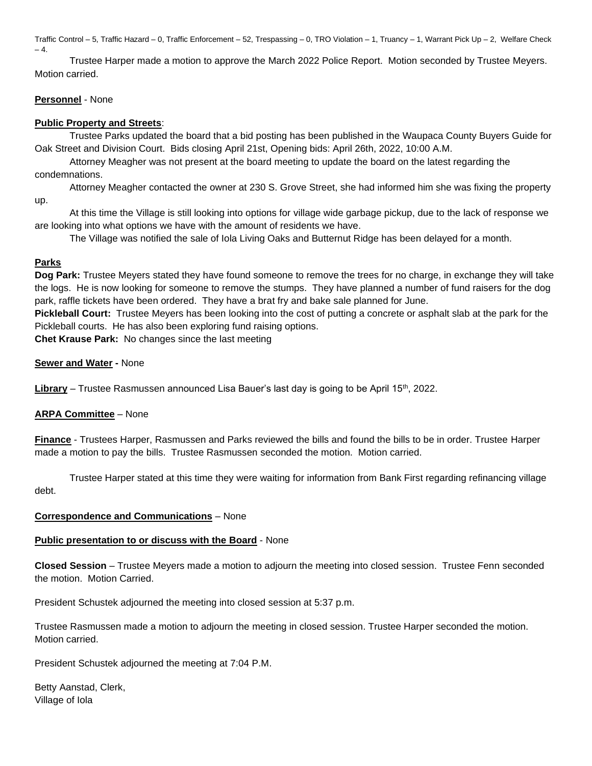Traffic Control – 5, Traffic Hazard – 0, Traffic Enforcement – 52, Trespassing – 0, TRO Violation – 1, Truancy – 1, Warrant Pick Up – 2, Welfare Check – 4.

Trustee Harper made a motion to approve the March 2022 Police Report. Motion seconded by Trustee Meyers. Motion carried.

**Personnel** - None

**Public Property and Streets**:

Trustee Parks updated the board that a bid posting has been published in the Waupaca County Buyers Guide for Oak Street and Division Court. Bids closing April 21st, Opening bids: April 26th, 2022, 10:00 A.M.

Attorney Meagher was not present at the board meeting to update the board on the latest regarding the condemnations.

Attorney Meagher contacted the owner at 230 S. Grove Street, she had informed him she was fixing the property up.

At this time the Village is still looking into options for village wide garbage pickup, due to the lack of response we are looking into what options we have with the amount of residents we have.

The Village was notified the sale of Iola Living Oaks and Butternut Ridge has been delayed for a month.

**Parks**

**Dog Park:** Trustee Meyers stated they have found someone to remove the trees for no charge, in exchange they will take the logs. He is now looking for someone to remove the stumps. They have planned a number of fund raisers for the dog park, raffle tickets have been ordered. They have a brat fry and bake sale planned for June.

**Pickleball Court:** Trustee Meyers has been looking into the cost of putting a concrete or asphalt slab at the park for the Pickleball courts. He has also been exploring fund raising options.

**Chet Krause Park:** No changes since the last meeting

**Sewer and Water -** None

**Library** – Trustee Rasmussen announced Lisa Bauer's last day is going to be April 15th, 2022.

**ARPA Committee** – None

**Finance** - Trustees Harper, Rasmussen and Parks reviewed the bills and found the bills to be in order. Trustee Harper made a motion to pay the bills. Trustee Rasmussen seconded the motion. Motion carried.

Trustee Harper stated at this time they were waiting for information from Bank First regarding refinancing village debt.

**Correspondence and Communications** – None

**Public presentation to or discuss with the Board** - None

**Closed Session** – Trustee Meyers made a motion to adjourn the meeting into closed session. Trustee Fenn seconded the motion. Motion Carried.

President Schustek adjourned the meeting into closed session at 5:37 p.m.

Trustee Rasmussen made a motion to adjourn the meeting in closed session. Trustee Harper seconded the motion. Motion carried.

President Schustek adjourned the meeting at 7:04 P.M.

Betty Aanstad, Clerk,
Village of Iola